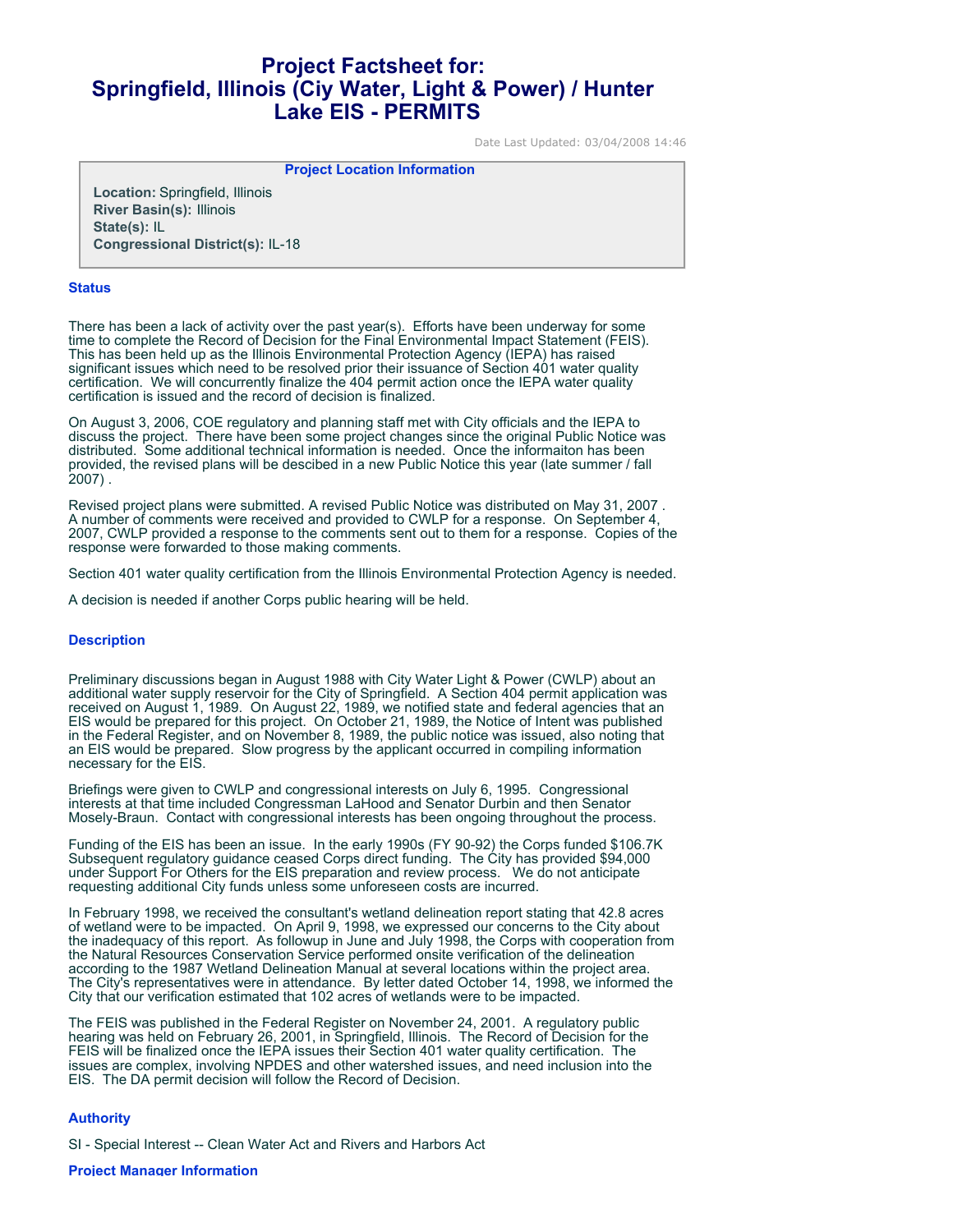# Project Factsheet for: Springfield, Illinois (Ciy Water, Light & Power) / Hunter Lake EIS - PERMITS

Date Last Updated: 03/04/2008 14:46

**Project Location Information**

**Location:** Springfield, Illinois
**River Basin(s):** Illinois
**State(s):** IL
**Congressional District(s):** IL-18

## Status

There has been a lack of activity over the past year(s). Efforts have been underway for some time to complete the Record of Decision for the Final Environmental Impact Statement (FEIS). This has been held up as the Illinois Environmental Protection Agency (IEPA) has raised significant issues which need to be resolved prior their issuance of Section 401 water quality certification. We will concurrently finalize the 404 permit action once the IEPA water quality certification is issued and the record of decision is finalized.

On August 3, 2006, COE regulatory and planning staff met with City officials and the IEPA to discuss the project. There have been some project changes since the original Public Notice was distributed. Some additional technical information is needed. Once the informaiton has been provided, the revised plans will be descibed in a new Public Notice this year (late summer / fall 2007) .

Revised project plans were submitted. A revised Public Notice was distributed on May 31, 2007 . A number of comments were received and provided to CWLP for a response. On September 4, 2007, CWLP provided a response to the comments sent out to them for a response. Copies of the response were forwarded to those making comments.

Section 401 water quality certification from the Illinois Environmental Protection Agency is needed.

A decision is needed if another Corps public hearing will be held.

## Description

Preliminary discussions began in August 1988 with City Water Light & Power (CWLP) about an additional water supply reservoir for the City of Springfield. A Section 404 permit application was received on August 1, 1989. On August 22, 1989, we notified state and federal agencies that an EIS would be prepared for this project. On October 21, 1989, the Notice of Intent was published in the Federal Register, and on November 8, 1989, the public notice was issued, also noting that an EIS would be prepared. Slow progress by the applicant occurred in compiling information necessary for the EIS.

Briefings were given to CWLP and congressional interests on July 6, 1995. Congressional interests at that time included Congressman LaHood and Senator Durbin and then Senator Mosely-Braun. Contact with congressional interests has been ongoing throughout the process.

Funding of the EIS has been an issue. In the early 1990s (FY 90-92) the Corps funded $106.7K Subsequent regulatory guidance ceased Corps direct funding. The City has provided $94,000 under Support For Others for the EIS preparation and review process. We do not anticipate requesting additional City funds unless some unforeseen costs are incurred.

In February 1998, we received the consultant's wetland delineation report stating that 42.8 acres of wetland were to be impacted. On April 9, 1998, we expressed our concerns to the City about the inadequacy of this report. As followup in June and July 1998, the Corps with cooperation from the Natural Resources Conservation Service performed onsite verification of the delineation according to the 1987 Wetland Delineation Manual at several locations within the project area. The City's representatives were in attendance. By letter dated October 14, 1998, we informed the City that our verification estimated that 102 acres of wetlands were to be impacted.

The FEIS was published in the Federal Register on November 24, 2001. A regulatory public hearing was held on February 26, 2001, in Springfield, Illinois. The Record of Decision for the FEIS will be finalized once the IEPA issues their Section 401 water quality certification. The issues are complex, involving NPDES and other watershed issues, and need inclusion into the EIS. The DA permit decision will follow the Record of Decision.

## Authority

SI - Special Interest -- Clean Water Act and Rivers and Harbors Act

## Project Manager Information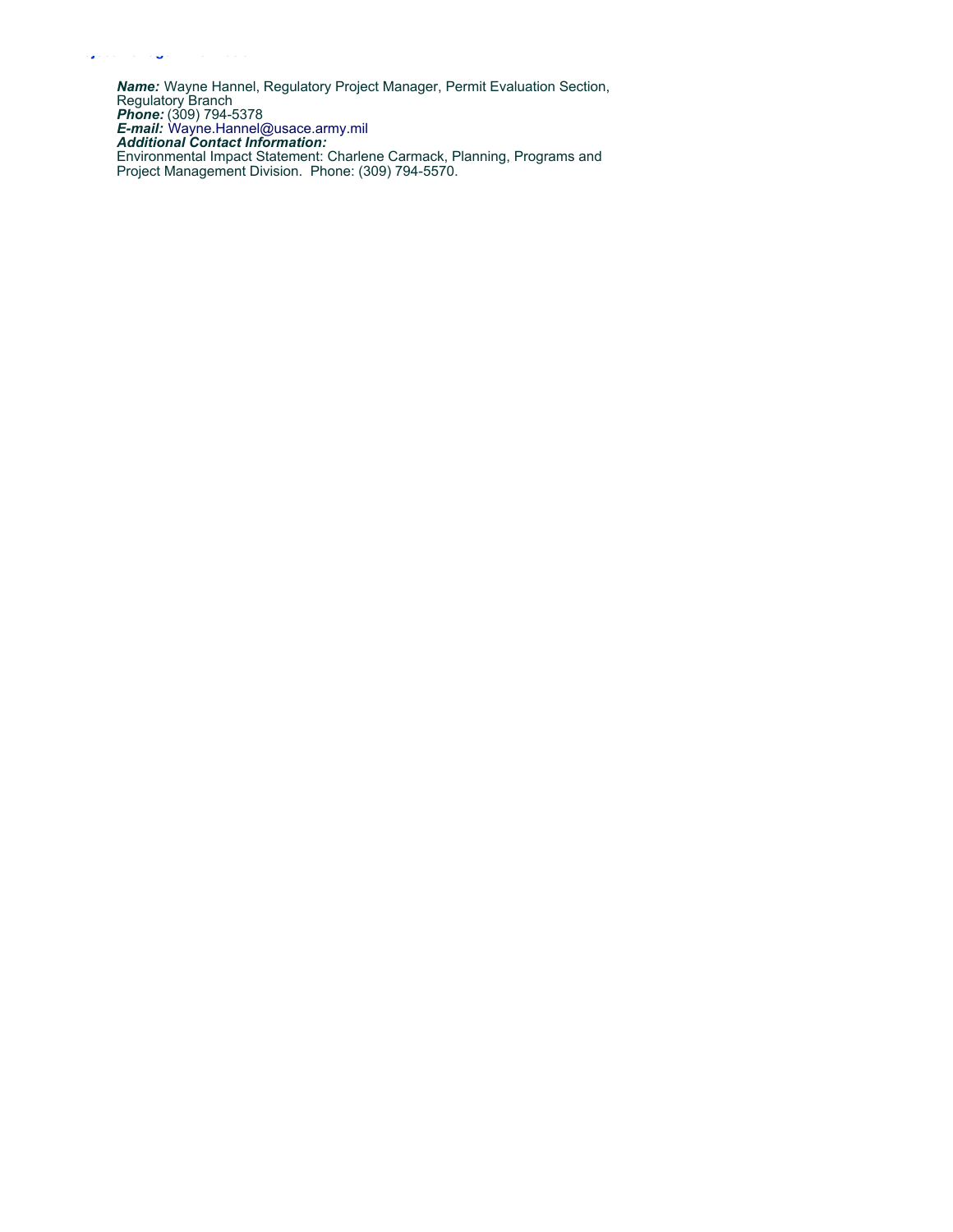***Name:*** Wayne Hannel, Regulatory Project Manager, Permit Evaluation Section, Regulatory Branch
***Phone:*** (309) 794-5378
***E-mail:*** Wayne.Hannel@usace.army.mil
***Additional Contact Information:***
Environmental Impact Statement: Charlene Carmack, Planning, Programs and Project Management Division. Phone: (309) 794-5570.